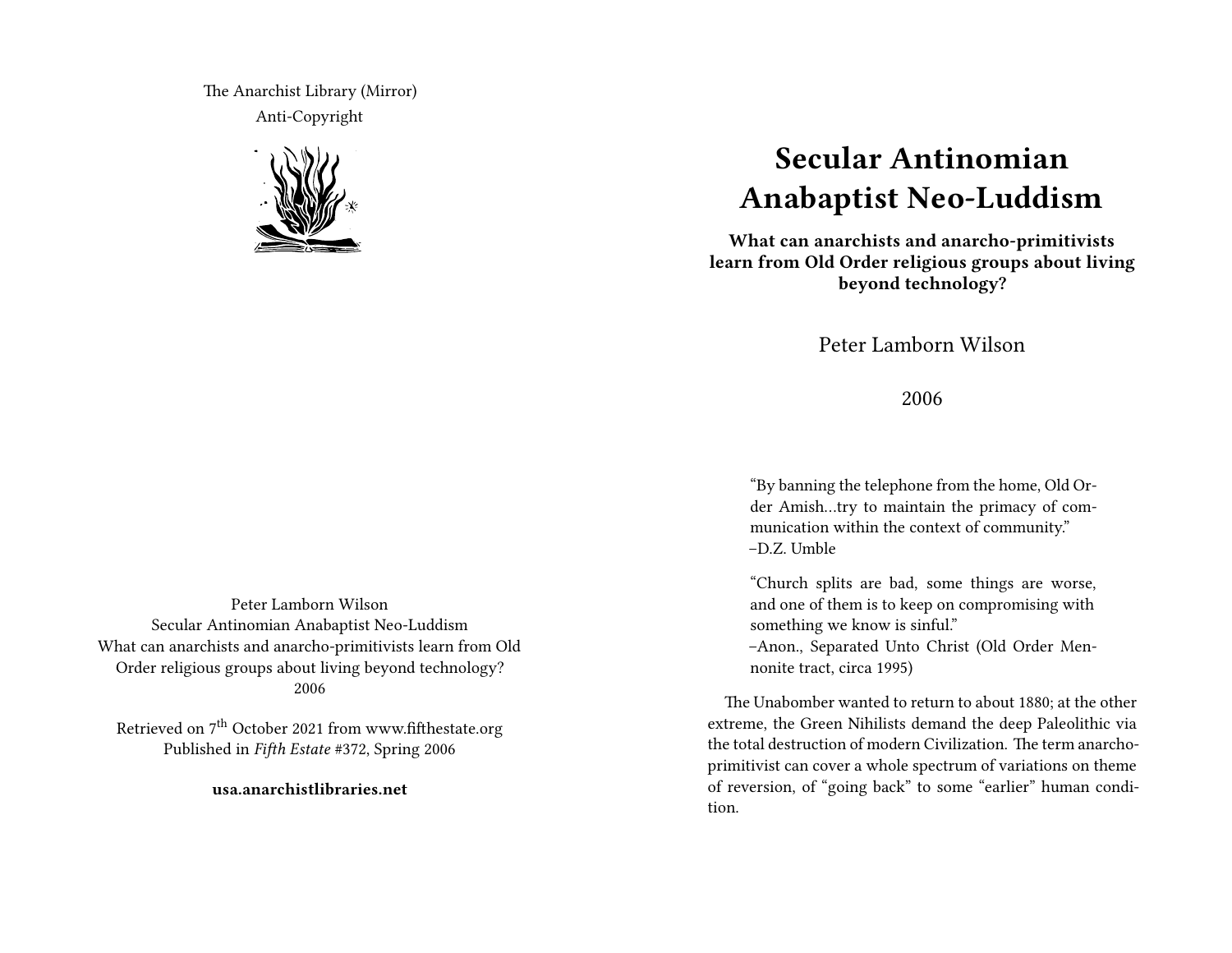The Anarchist Library (Mirror)
Anti-Copyright

Peter Lamborn Wilson
Secular Antinomian Anabaptist Neo-Luddism
What can anarchists and anarcho-primitivists learn from Old Order religious groups about living beyond technology?
2006

Retrieved on 7th October 2021 from www.fifthestate.org
Published in *Fifth Estate* #372, Spring 2006

**usa.anarchistlibraries.net**

# Secular Antinomian Anabaptist Neo-Luddism

**What can anarchists and anarcho-primitivists learn from Old Order religious groups about living beyond technology?**

Peter Lamborn Wilson

2006

> "By banning the telephone from the home, Old Order Amish…try to maintain the primacy of communication within the context of community."
> –D.Z. Umble

> "Church splits are bad, some things are worse, and one of them is to keep on compromising with something we know is sinful."
> –Anon., Separated Unto Christ (Old Order Mennonite tract, circa 1995)

The Unabomber wanted to return to about 1880; at the other extreme, the Green Nihilists demand the deep Paleolithic via the total destruction of modern Civilization. The term anarcho-primitivist can cover a whole spectrum of variations on theme of reversion, of "going back" to some "earlier" human condition.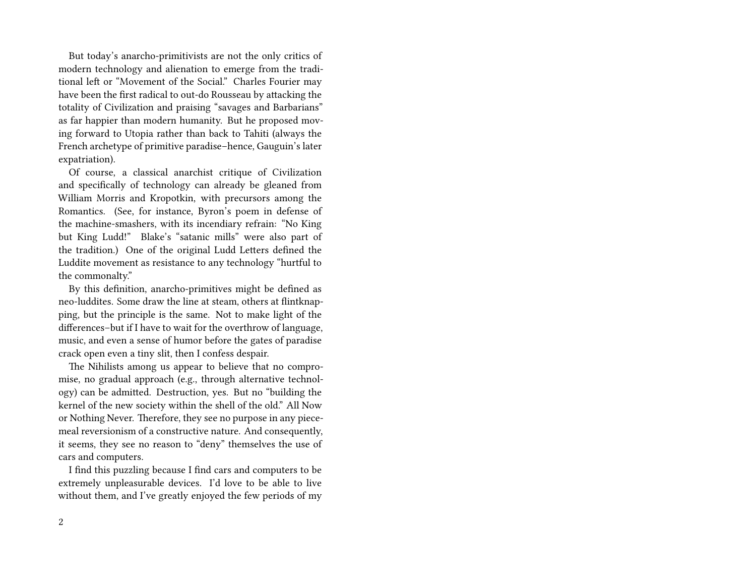But today's anarcho-primitivists are not the only critics of modern technology and alienation to emerge from the traditional left or "Movement of the Social." Charles Fourier may have been the first radical to out-do Rousseau by attacking the totality of Civilization and praising "savages and Barbarians" as far happier than modern humanity. But he proposed moving forward to Utopia rather than back to Tahiti (always the French archetype of primitive paradise–hence, Gauguin's later expatriation).

Of course, a classical anarchist critique of Civilization and specifically of technology can already be gleaned from William Morris and Kropotkin, with precursors among the Romantics. (See, for instance, Byron's poem in defense of the machine-smashers, with its incendiary refrain: "No King but King Ludd!" Blake's "satanic mills" were also part of the tradition.) One of the original Ludd Letters defined the Luddite movement as resistance to any technology "hurtful to the commonalty."

By this definition, anarcho-primitives might be defined as neo-luddites. Some draw the line at steam, others at flintknapping, but the principle is the same. Not to make light of the differences–but if I have to wait for the overthrow of language, music, and even a sense of humor before the gates of paradise crack open even a tiny slit, then I confess despair.

The Nihilists among us appear to believe that no compromise, no gradual approach (e.g., through alternative technology) can be admitted. Destruction, yes. But no "building the kernel of the new society within the shell of the old." All Now or Nothing Never. Therefore, they see no purpose in any piecemeal reversionism of a constructive nature. And consequently, it seems, they see no reason to "deny" themselves the use of cars and computers.

I find this puzzling because I find cars and computers to be extremely unpleasurable devices. I'd love to be able to live without them, and I've greatly enjoyed the few periods of my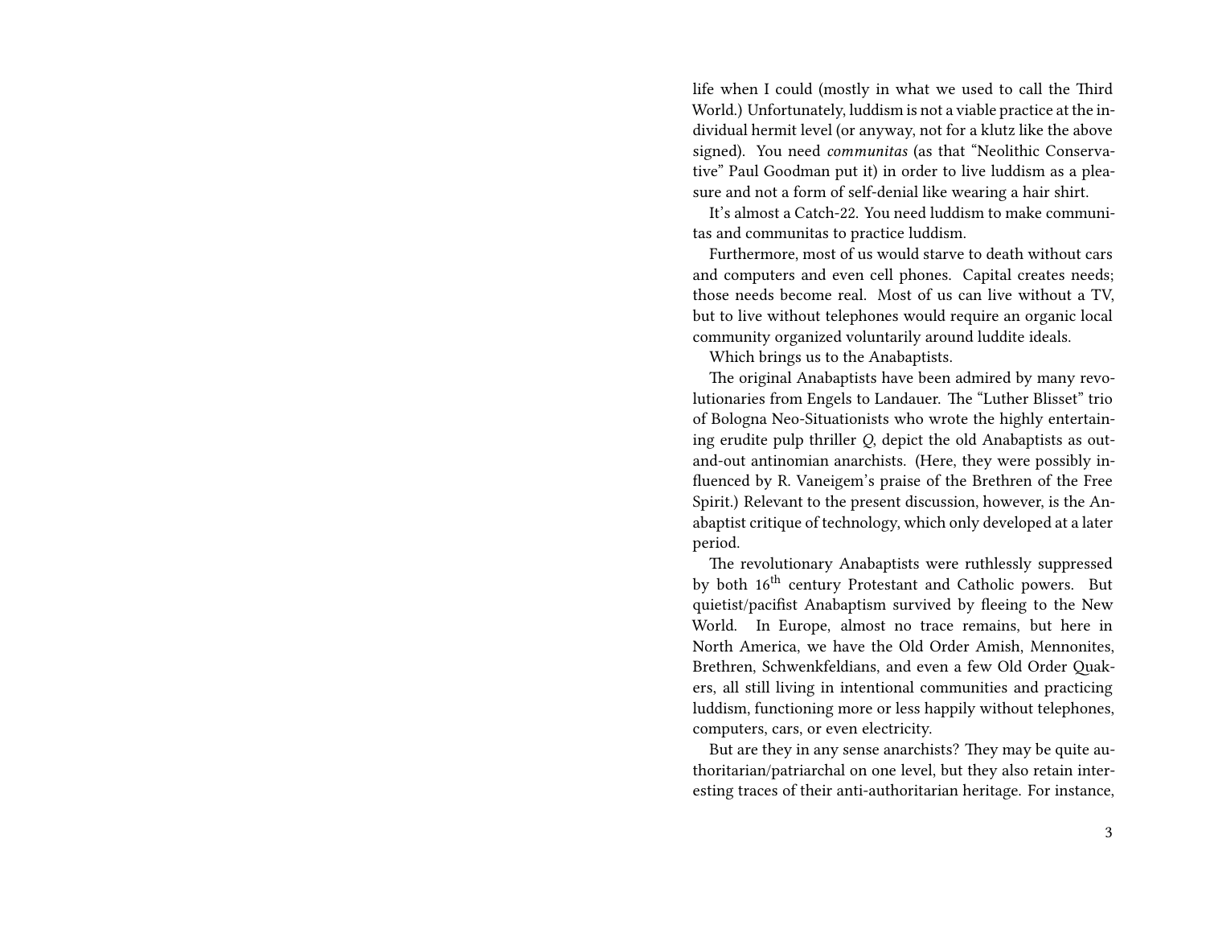life when I could (mostly in what we used to call the Third World.) Unfortunately, luddism is not a viable practice at the individual hermit level (or anyway, not for a klutz like the above signed). You need *communitas* (as that "Neolithic Conservative" Paul Goodman put it) in order to live luddism as a pleasure and not a form of self-denial like wearing a hair shirt.

It's almost a Catch-22. You need luddism to make communitas and communitas to practice luddism.

Furthermore, most of us would starve to death without cars and computers and even cell phones. Capital creates needs; those needs become real. Most of us can live without a TV, but to live without telephones would require an organic local community organized voluntarily around luddite ideals.

Which brings us to the Anabaptists.

The original Anabaptists have been admired by many revolutionaries from Engels to Landauer. The "Luther Blisset" trio of Bologna Neo-Situationists who wrote the highly entertaining erudite pulp thriller *Q*, depict the old Anabaptists as out-and-out antinomian anarchists. (Here, they were possibly influenced by R. Vaneigem's praise of the Brethren of the Free Spirit.) Relevant to the present discussion, however, is the Anabaptist critique of technology, which only developed at a later period.

The revolutionary Anabaptists were ruthlessly suppressed by both 16th century Protestant and Catholic powers. But quietist/pacifist Anabaptism survived by fleeing to the New World. In Europe, almost no trace remains, but here in North America, we have the Old Order Amish, Mennonites, Brethren, Schwenkfeldians, and even a few Old Order Quakers, all still living in intentional communities and practicing luddism, functioning more or less happily without telephones, computers, cars, or even electricity.

But are they in any sense anarchists? They may be quite authoritarian/patriarchal on one level, but they also retain interesting traces of their anti-authoritarian heritage. For instance,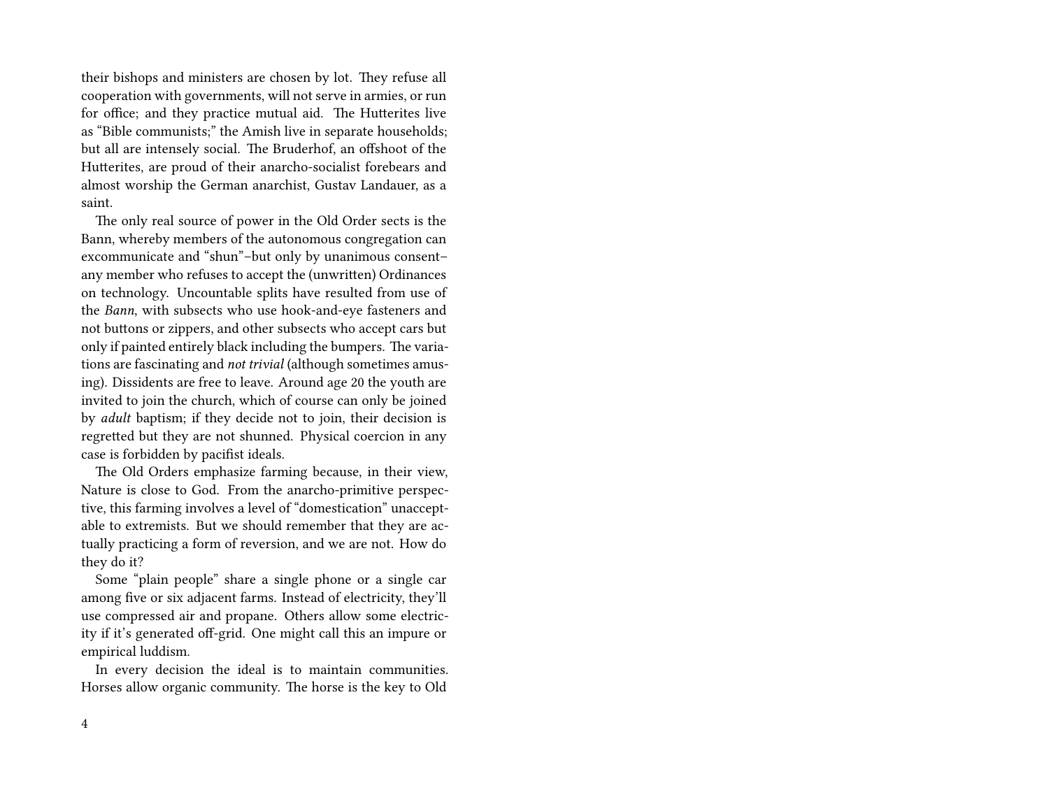their bishops and ministers are chosen by lot. They refuse all cooperation with governments, will not serve in armies, or run for office; and they practice mutual aid. The Hutterites live as "Bible communists;" the Amish live in separate households; but all are intensely social. The Bruderhof, an offshoot of the Hutterites, are proud of their anarcho-socialist forebears and almost worship the German anarchist, Gustav Landauer, as a saint.

The only real source of power in the Old Order sects is the Bann, whereby members of the autonomous congregation can excommunicate and "shun"–but only by unanimous consent–any member who refuses to accept the (unwritten) Ordinances on technology. Uncountable splits have resulted from use of the *Bann*, with subsects who use hook-and-eye fasteners and not buttons or zippers, and other subsects who accept cars but only if painted entirely black including the bumpers. The variations are fascinating and *not trivial* (although sometimes amusing). Dissidents are free to leave. Around age 20 the youth are invited to join the church, which of course can only be joined by *adult* baptism; if they decide not to join, their decision is regretted but they are not shunned. Physical coercion in any case is forbidden by pacifist ideals.

The Old Orders emphasize farming because, in their view, Nature is close to God. From the anarcho-primitive perspective, this farming involves a level of "domestication" unacceptable to extremists. But we should remember that they are actually practicing a form of reversion, and we are not. How do they do it?

Some "plain people" share a single phone or a single car among five or six adjacent farms. Instead of electricity, they'll use compressed air and propane. Others allow some electricity if it's generated off-grid. One might call this an impure or empirical luddism.

In every decision the ideal is to maintain communities. Horses allow organic community. The horse is the key to Old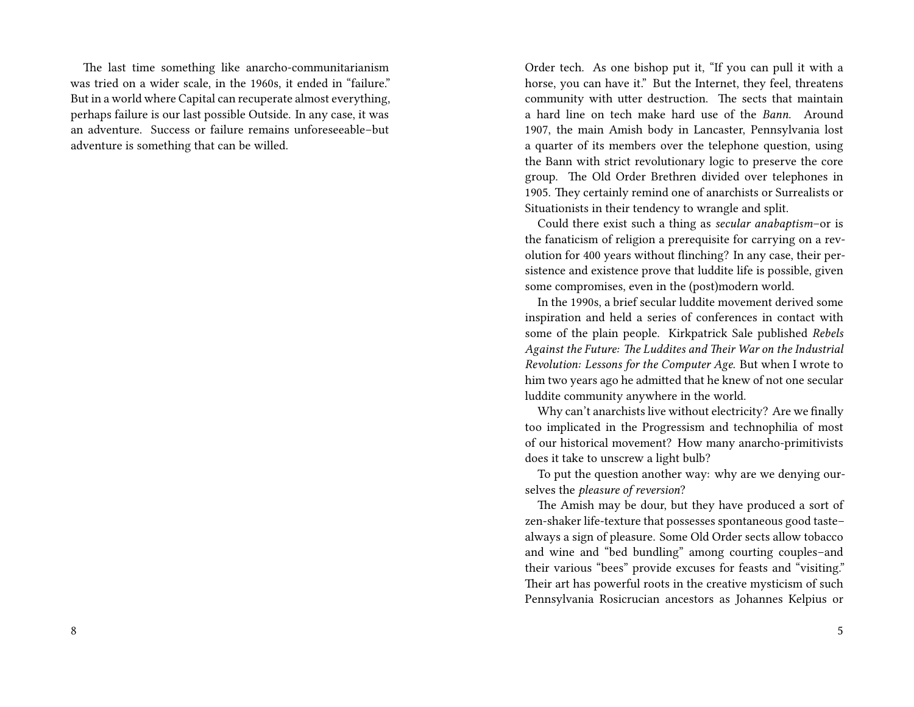The last time something like anarcho-communitarianism was tried on a wider scale, in the 1960s, it ended in "failure." But in a world where Capital can recuperate almost everything, perhaps failure is our last possible Outside. In any case, it was an adventure. Success or failure remains unforeseeable–but adventure is something that can be willed.

Order tech. As one bishop put it, "If you can pull it with a horse, you can have it." But the Internet, they feel, threatens community with utter destruction. The sects that maintain a hard line on tech make hard use of the *Bann*. Around 1907, the main Amish body in Lancaster, Pennsylvania lost a quarter of its members over the telephone question, using the Bann with strict revolutionary logic to preserve the core group. The Old Order Brethren divided over telephones in 1905. They certainly remind one of anarchists or Surrealists or Situationists in their tendency to wrangle and split.

Could there exist such a thing as *secular anabaptism*–or is the fanaticism of religion a prerequisite for carrying on a revolution for 400 years without flinching? In any case, their persistence and existence prove that luddite life is possible, given some compromises, even in the (post)modern world.

In the 1990s, a brief secular luddite movement derived some inspiration and held a series of conferences in contact with some of the plain people. Kirkpatrick Sale published *Rebels Against the Future: The Luddites and Their War on the Industrial Revolution: Lessons for the Computer Age*. But when I wrote to him two years ago he admitted that he knew of not one secular luddite community anywhere in the world.

Why can't anarchists live without electricity? Are we finally too implicated in the Progressism and technophilia of most of our historical movement? How many anarcho-primitivists does it take to unscrew a light bulb?

To put the question another way: why are we denying ourselves the *pleasure of reversion*?

The Amish may be dour, but they have produced a sort of zen-shaker life-texture that possesses spontaneous good taste–always a sign of pleasure. Some Old Order sects allow tobacco and wine and "bed bundling" among courting couples–and their various "bees" provide excuses for feasts and "visiting." Their art has powerful roots in the creative mysticism of such Pennsylvania Rosicrucian ancestors as Johannes Kelpius or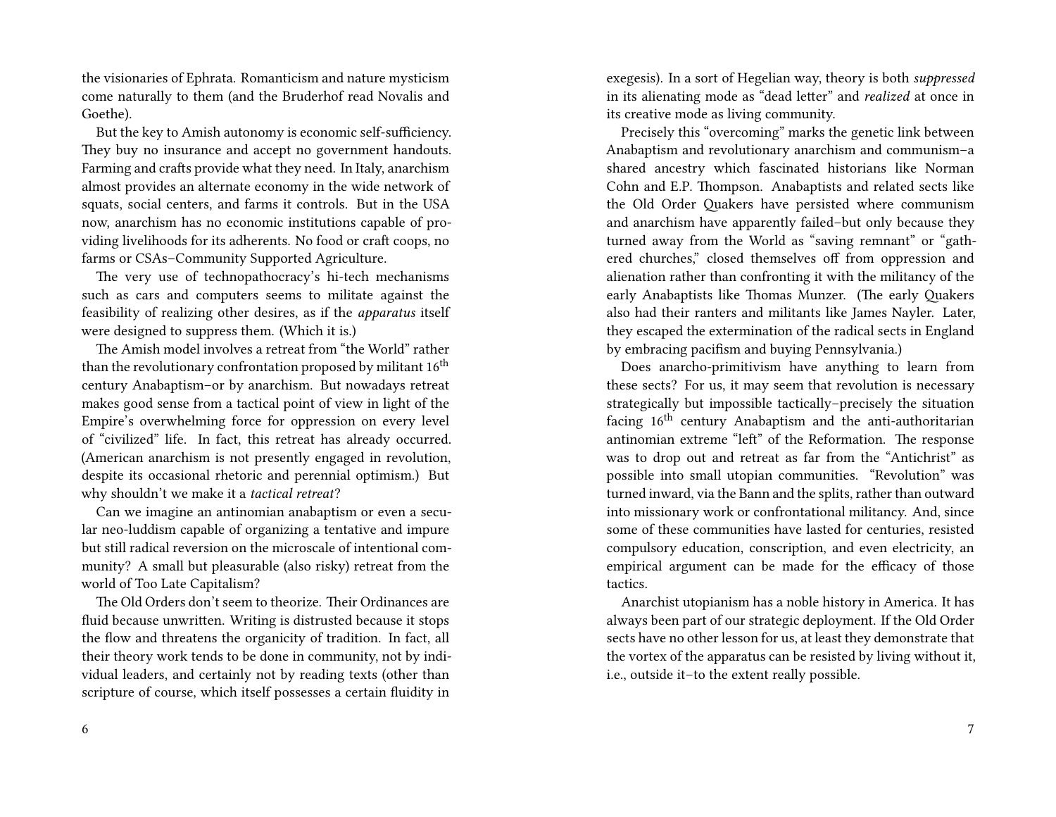the visionaries of Ephrata. Romanticism and nature mysticism come naturally to them (and the Bruderhof read Novalis and Goethe).

But the key to Amish autonomy is economic self-sufficiency. They buy no insurance and accept no government handouts. Farming and crafts provide what they need. In Italy, anarchism almost provides an alternate economy in the wide network of squats, social centers, and farms it controls. But in the USA now, anarchism has no economic institutions capable of providing livelihoods for its adherents. No food or craft coops, no farms or CSAs–Community Supported Agriculture.

The very use of technopathocracy's hi-tech mechanisms such as cars and computers seems to militate against the feasibility of realizing other desires, as if the *apparatus* itself were designed to suppress them. (Which it is.)

The Amish model involves a retreat from "the World" rather than the revolutionary confrontation proposed by militant 16th century Anabaptism–or by anarchism. But nowadays retreat makes good sense from a tactical point of view in light of the Empire's overwhelming force for oppression on every level of "civilized" life. In fact, this retreat has already occurred. (American anarchism is not presently engaged in revolution, despite its occasional rhetoric and perennial optimism.) But why shouldn't we make it a *tactical retreat*?

Can we imagine an antinomian anabaptism or even a secular neo-luddism capable of organizing a tentative and impure but still radical reversion on the microscale of intentional community? A small but pleasurable (also risky) retreat from the world of Too Late Capitalism?

The Old Orders don't seem to theorize. Their Ordinances are fluid because unwritten. Writing is distrusted because it stops the flow and threatens the organicity of tradition. In fact, all their theory work tends to be done in community, not by individual leaders, and certainly not by reading texts (other than scripture of course, which itself possesses a certain fluidity in exegesis). In a sort of Hegelian way, theory is both *suppressed* in its alienating mode as "dead letter" and *realized* at once in its creative mode as living community.

Precisely this "overcoming" marks the genetic link between Anabaptism and revolutionary anarchism and communism–a shared ancestry which fascinated historians like Norman Cohn and E.P. Thompson. Anabaptists and related sects like the Old Order Quakers have persisted where communism and anarchism have apparently failed–but only because they turned away from the World as "saving remnant" or "gathered churches," closed themselves off from oppression and alienation rather than confronting it with the militancy of the early Anabaptists like Thomas Munzer. (The early Quakers also had their ranters and militants like James Nayler. Later, they escaped the extermination of the radical sects in England by embracing pacifism and buying Pennsylvania.)

Does anarcho-primitivism have anything to learn from these sects? For us, it may seem that revolution is necessary strategically but impossible tactically–precisely the situation facing 16th century Anabaptism and the anti-authoritarian antinomian extreme "left" of the Reformation. The response was to drop out and retreat as far from the "Antichrist" as possible into small utopian communities. "Revolution" was turned inward, via the Bann and the splits, rather than outward into missionary work or confrontational militancy. And, since some of these communities have lasted for centuries, resisted compulsory education, conscription, and even electricity, an empirical argument can be made for the efficacy of those tactics.

Anarchist utopianism has a noble history in America. It has always been part of our strategic deployment. If the Old Order sects have no other lesson for us, at least they demonstrate that the vortex of the apparatus can be resisted by living without it, i.e., outside it–to the extent really possible.